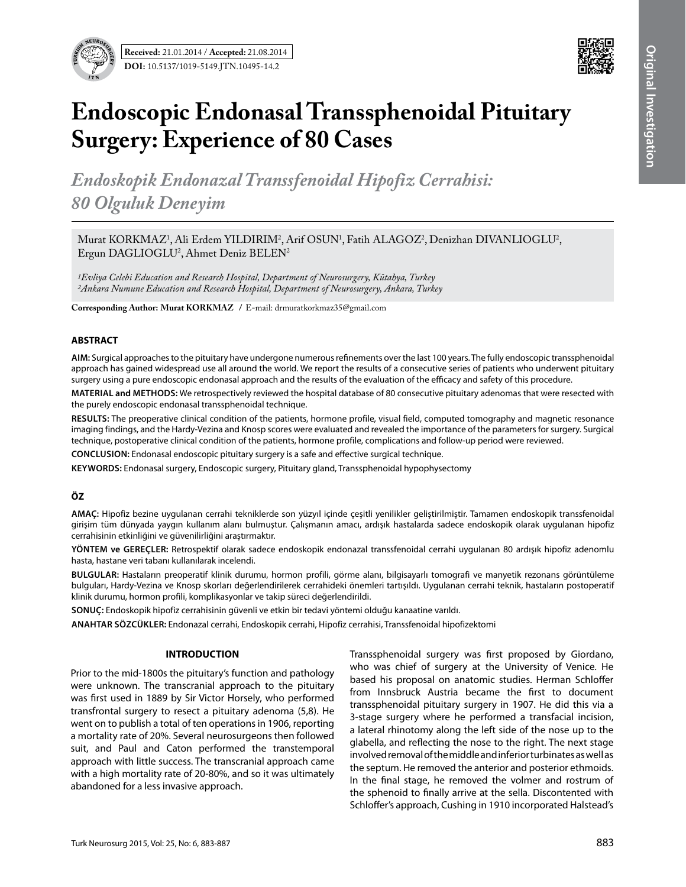**Received:** 21.01.2014 / **Accepted:** 21.08.2014

**DOI:** 10.5137/1019-5149.JTN.10495-14.2

Original Investigation

# Endoscopic Endonasal Transsphenoidal Pituitary Surgery: Experience of 80 Cases

## *Endoskopik Endonazal Transsfenoidal Hipofiz Cerrahisi: 80 Olguluk Deneyim*

Murat KORKMAZ[1], Ali Erdem YILDIRIM[2], Arif OSUN[1], Fatih ALAGOZ[2], Denizhan DIVANLIOGLU[2], Ergun DAGLIOGLU[2], Ahmet Deniz BELEN[2]

*[1]Evliya Celebi Education and Research Hospital, Department of Neurosurgery, Kütahya, Turkey*
*[2]Ankara Numune Education and Research Hospital, Department of Neurosurgery, Ankara, Turkey*

**Corresponding Author: Murat KORKMAZ** / E-mail: drmuratkorkmaz35@gmail.com

### ABSTRACT

**AIM:** Surgical approaches to the pituitary have undergone numerous refinements over the last 100 years. The fully endoscopic transsphenoidal approach has gained widespread use all around the world. We report the results of a consecutive series of patients who underwent pituitary surgery using a pure endoscopic endonasal approach and the results of the evaluation of the efficacy and safety of this procedure.

**MATERIAL and METHODS:** We retrospectively reviewed the hospital database of 80 consecutive pituitary adenomas that were resected with the purely endoscopic endonasal transsphenoidal technique.

**RESULTS:** The preoperative clinical condition of the patients, hormone profile, visual field, computed tomography and magnetic resonance imaging findings, and the Hardy-Vezina and Knosp scores were evaluated and revealed the importance of the parameters for surgery. Surgical technique, postoperative clinical condition of the patients, hormone profile, complications and follow-up period were reviewed.

**CONCLUSION:** Endonasal endoscopic pituitary surgery is a safe and effective surgical technique.

**KEYWORDS:** Endonasal surgery, Endoscopic surgery, Pituitary gland, Transsphenoidal hypophysectomy

### ÖZ

**AMAÇ:** Hipofiz bezine uygulanan cerrahi tekniklerde son yüzyıl içinde çeşitli yenilikler geliştirilmiştir. Tamamen endoskopik transsfenoidal girişim tüm dünyada yaygın kullanım alanı bulmuştur. Çalışmanın amacı, ardışık hastalarda sadece endoskopik olarak uygulanan hipofiz cerrahisinin etkinliğini ve güvenilirliğini araştırmaktır.

**YÖNTEM ve GEREÇLER:** Retrospektif olarak sadece endoskopik endonazal transsfenoidal cerrahi uygulanan 80 ardışık hipofiz adenomlu hasta, hastane veri tabanı kullanılarak incelendi.

**BULGULAR:** Hastaların preoperatif klinik durumu, hormon profili, görme alanı, bilgisayarlı tomografi ve manyetik rezonans görüntüleme bulguları, Hardy-Vezina ve Knosp skorları değerlendirilerek cerrahideki önemleri tartışıldı. Uygulanan cerrahi teknik, hastaların postoperatif klinik durumu, hormon profili, komplikasyonlar ve takip süreci değerlendirildi.

**SONUÇ:** Endoskopik hipofiz cerrahisinin güvenli ve etkin bir tedavi yöntemi olduğu kanaatine varıldı.

**ANAHTAR SÖZCÜKLER:** Endonazal cerrahi, Endoskopik cerrahi, Hipofiz cerrahisi, Transsfenoidal hipofizektomi

### INTRODUCTION

Prior to the mid-1800s the pituitary's function and pathology were unknown. The transcranial approach to the pituitary was first used in 1889 by Sir Victor Horsely, who performed transfrontal surgery to resect a pituitary adenoma (5,8). He went on to publish a total of ten operations in 1906, reporting a mortality rate of 20%. Several neurosurgeons then followed suit, and Paul and Caton performed the transtemporal approach with little success. The transcranial approach came with a high mortality rate of 20-80%, and so it was ultimately abandoned for a less invasive approach.

Transsphenoidal surgery was first proposed by Giordano, who was chief of surgery at the University of Venice. He based his proposal on anatomic studies. Herman Schloffer from Innsbruck Austria became the first to document transsphenoidal pituitary surgery in 1907. He did this via a 3-stage surgery where he performed a transfacial incision, a lateral rhinotomy along the left side of the nose up to the glabella, and reflecting the nose to the right. The next stage involved removal of the middle and inferior turbinates as well as the septum. He removed the anterior and posterior ethmoids. In the final stage, he removed the volmer and rostrum of the sphenoid to finally arrive at the sella. Discontented with Schloffer's approach, Cushing in 1910 incorporated Halstead's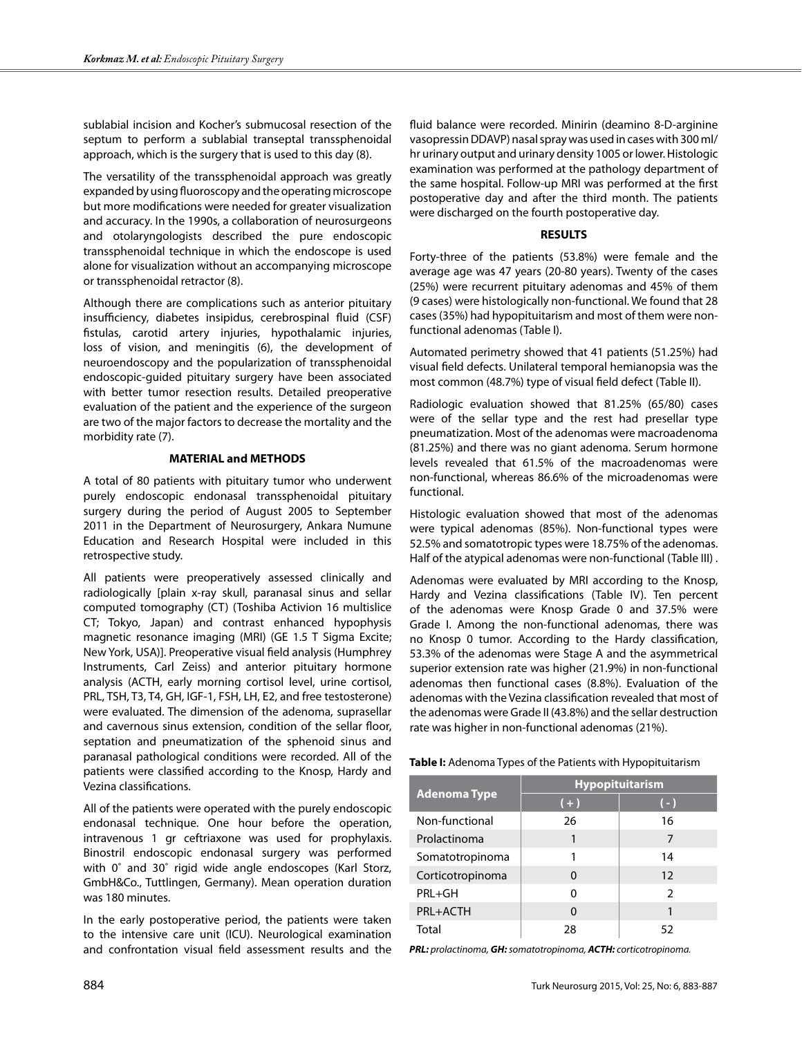sublabial incision and Kocher's submucosal resection of the septum to perform a sublabial transeptal transsphenoidal approach, which is the surgery that is used to this day (8).

The versatility of the transsphenoidal approach was greatly expanded by using fluoroscopy and the operating microscope but more modifications were needed for greater visualization and accuracy. In the 1990s, a collaboration of neurosurgeons and otolaryngologists described the pure endoscopic transsphenoidal technique in which the endoscope is used alone for visualization without an accompanying microscope or transsphenoidal retractor (8).

Although there are complications such as anterior pituitary insufficiency, diabetes insipidus, cerebrospinal fluid (CSF) fistulas, carotid artery injuries, hypothalamic injuries, loss of vision, and meningitis (6), the development of neuroendoscopy and the popularization of transsphenoidal endoscopic-guided pituitary surgery have been associated with better tumor resection results. Detailed preoperative evaluation of the patient and the experience of the surgeon are two of the major factors to decrease the mortality and the morbidity rate (7).

## MATERIAL and METHODS

A total of 80 patients with pituitary tumor who underwent purely endoscopic endonasal transsphenoidal pituitary surgery during the period of August 2005 to September 2011 in the Department of Neurosurgery, Ankara Numune Education and Research Hospital were included in this retrospective study.

All patients were preoperatively assessed clinically and radiologically [plain x-ray skull, paranasal sinus and sellar computed tomography (CT) (Toshiba Activion 16 multislice CT; Tokyo, Japan) and contrast enhanced hypophysis magnetic resonance imaging (MRI) (GE 1.5 T Sigma Excite; New York, USA)]. Preoperative visual field analysis (Humphrey Instruments, Carl Zeiss) and anterior pituitary hormone analysis (ACTH, early morning cortisol level, urine cortisol, PRL, TSH, T3, T4, GH, IGF-1, FSH, LH, E2, and free testosterone) were evaluated. The dimension of the adenoma, suprasellar and cavernous sinus extension, condition of the sellar floor, septation and pneumatization of the sphenoid sinus and paranasal pathological conditions were recorded. All of the patients were classified according to the Knosp, Hardy and Vezina classifications.

All of the patients were operated with the purely endoscopic endonasal technique. One hour before the operation, intravenous 1 gr ceftriaxone was used for prophylaxis. Binostril endoscopic endonasal surgery was performed with 0˚ and 30˚ rigid wide angle endoscopes (Karl Storz, GmbH&Co., Tuttlingen, Germany). Mean operation duration was 180 minutes.

In the early postoperative period, the patients were taken to the intensive care unit (ICU). Neurological examination and confrontation visual field assessment results and the fluid balance were recorded. Minirin (deamino 8-D-arginine vasopressin DDAVP) nasal spray was used in cases with 300 ml/hr urinary output and urinary density 1005 or lower. Histologic examination was performed at the pathology department of the same hospital. Follow-up MRI was performed at the first postoperative day and after the third month. The patients were discharged on the fourth postoperative day.

## RESULTS

Forty-three of the patients (53.8%) were female and the average age was 47 years (20-80 years). Twenty of the cases (25%) were recurrent pituitary adenomas and 45% of them (9 cases) were histologically non-functional. We found that 28 cases (35%) had hypopituitarism and most of them were non-functional adenomas (Table I).

Automated perimetry showed that 41 patients (51.25%) had visual field defects. Unilateral temporal hemianopsia was the most common (48.7%) type of visual field defect (Table II).

Radiologic evaluation showed that 81.25% (65/80) cases were of the sellar type and the rest had presellar type pneumatization. Most of the adenomas were macroadenoma (81.25%) and there was no giant adenoma. Serum hormone levels revealed that 61.5% of the macroadenomas were non-functional, whereas 86.6% of the microadenomas were functional.

Histologic evaluation showed that most of the adenomas were typical adenomas (85%). Non-functional types were 52.5% and somatotropic types were 18.75% of the adenomas. Half of the atypical adenomas were non-functional (Table III) .

Adenomas were evaluated by MRI according to the Knosp, Hardy and Vezina classifications (Table IV). Ten percent of the adenomas were Knosp Grade 0 and 37.5% were Grade I. Among the non-functional adenomas, there was no Knosp 0 tumor. According to the Hardy classification, 53.3% of the adenomas were Stage A and the asymmetrical superior extension rate was higher (21.9%) in non-functional adenomas then functional cases (8.8%). Evaluation of the adenomas with the Vezina classification revealed that most of the adenomas were Grade II (43.8%) and the sellar destruction rate was higher in non-functional adenomas (21%).

**Table I:** Adenoma Types of the Patients with Hypopituitarism

| Adenoma Type | Hypopituitarism | |
|---|---|---|
| | (+) | (-) |
| Non-functional | 26 | 16 |
| Prolactinoma | 1 | 7 |
| Somatotropinoma | 1 | 14 |
| Corticotropinoma | 0 | 12 |
| PRL+GH | 0 | 2 |
| PRL+ACTH | 0 | 1 |
| Total | 28 | 52 |

***PRL:** prolactinoma, **GH:** somatotropinoma, **ACTH:** corticotropinoma.*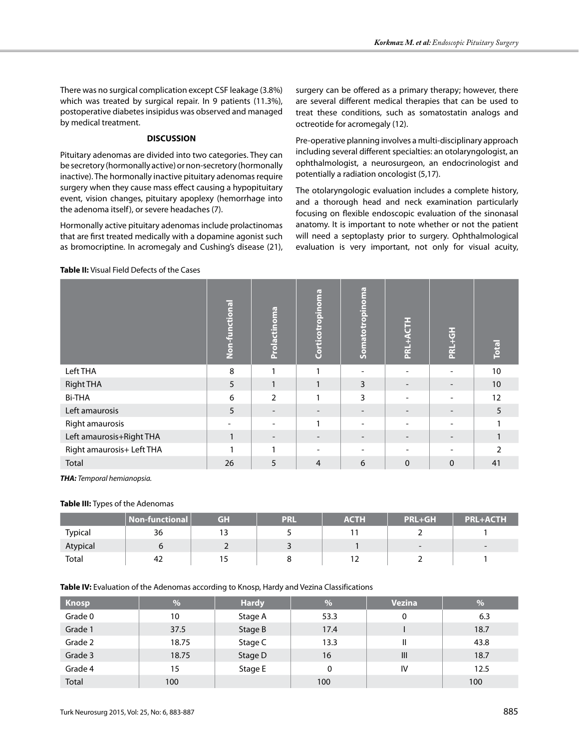There was no surgical complication except CSF leakage (3.8%) which was treated by surgical repair. In 9 patients (11.3%), postoperative diabetes insipidus was observed and managed by medical treatment.

## DISCUSSION

Pituitary adenomas are divided into two categories. They can be secretory (hormonally active) or non-secretory (hormonally inactive). The hormonally inactive pituitary adenomas require surgery when they cause mass effect causing a hypopituitary event, vision changes, pituitary apoplexy (hemorrhage into the adenoma itself), or severe headaches (7).

Hormonally active pituitary adenomas include prolactinomas that are first treated medically with a dopamine agonist such as bromocriptine. In acromegaly and Cushing's disease (21), surgery can be offered as a primary therapy; however, there are several different medical therapies that can be used to treat these conditions, such as somatostatin analogs and octreotide for acromegaly (12).

Pre-operative planning involves a multi-disciplinary approach including several different specialties: an otolaryngologist, an ophthalmologist, a neurosurgeon, an endocrinologist and potentially a radiation oncologist (5,17).

The otolaryngologic evaluation includes a complete history, and a thorough head and neck examination particularly focusing on flexible endoscopic evaluation of the sinonasal anatomy. It is important to note whether or not the patient will need a septoplasty prior to surgery. Ophthalmological evaluation is very important, not only for visual acuity,

**Table II:** Visual Field Defects of the Cases

| | Non-functional | Prolactinoma | Corticotropinoma | Somatotropinoma | PRL+ACTH | PRL+GH | Total |
|---|---|---|---|---|---|---|---|
| Left THA | 8 | 1 | 1 | - | - | - | 10 |
| Right THA | 5 | 1 | 1 | 3 | - | - | 10 |
| Bi-THA | 6 | 2 | 1 | 3 | - | - | 12 |
| Left amaurosis | 5 | - | - | - | - | - | 5 |
| Right amaurosis | - | - | 1 | - | - | - | 1 |
| Left amaurosis+Right THA | 1 | - | - | - | - | - | 1 |
| Right amaurosis+ Left THA | 1 | 1 | - | - | - | - | 2 |
| Total | 26 | 5 | 4 | 6 | 0 | 0 | 41 |

***THA:*** *Temporal hemianopsia.*

**Table III:** Types of the Adenomas

| | Non-functional | GH | PRL | ACTH | PRL+GH | PRL+ACTH |
|---|---|---|---|---|---|---|
| Typical | 36 | 13 | 5 | 11 | 2 | 1 |
| Atypical | 6 | 2 | 3 | 1 | - | - |
| Total | 42 | 15 | 8 | 12 | 2 | 1 |

**Table IV:** Evaluation of the Adenomas according to Knosp, Hardy and Vezina Classifications

| Knosp | % | Hardy | % | Vezina | % |
|---|---|---|---|---|---|
| Grade 0 | 10 | Stage A | 53.3 | 0 | 6.3 |
| Grade 1 | 37.5 | Stage B | 17.4 | I | 18.7 |
| Grade 2 | 18.75 | Stage C | 13.3 | II | 43.8 |
| Grade 3 | 18.75 | Stage D | 16 | III | 18.7 |
| Grade 4 | 15 | Stage E | 0 | IV | 12.5 |
| Total | 100 | | 100 | | 100 |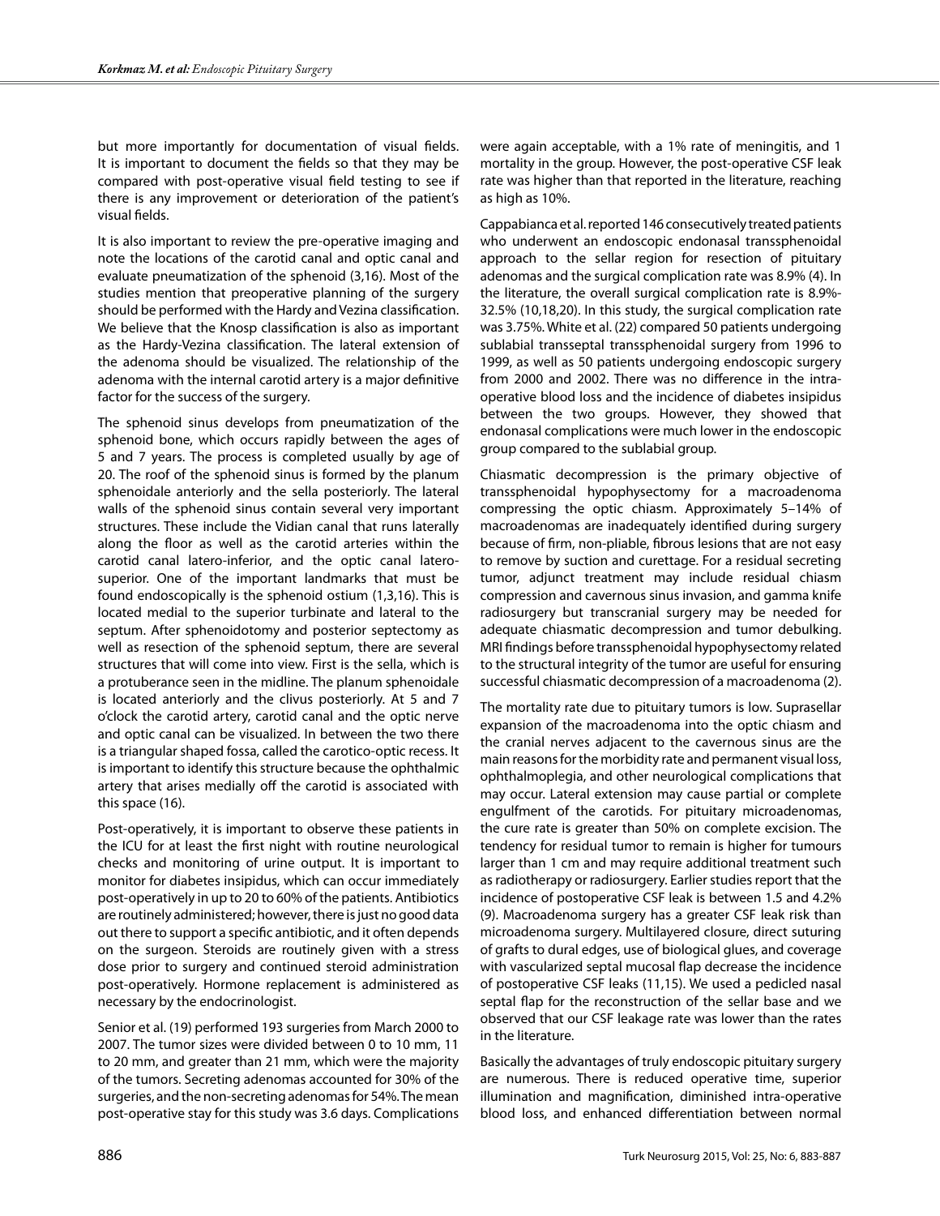but more importantly for documentation of visual fields. It is important to document the fields so that they may be compared with post-operative visual field testing to see if there is any improvement or deterioration of the patient's visual fields.

It is also important to review the pre-operative imaging and note the locations of the carotid canal and optic canal and evaluate pneumatization of the sphenoid (3,16). Most of the studies mention that preoperative planning of the surgery should be performed with the Hardy and Vezina classification. We believe that the Knosp classification is also as important as the Hardy-Vezina classification. The lateral extension of the adenoma should be visualized. The relationship of the adenoma with the internal carotid artery is a major definitive factor for the success of the surgery.

The sphenoid sinus develops from pneumatization of the sphenoid bone, which occurs rapidly between the ages of 5 and 7 years. The process is completed usually by age of 20. The roof of the sphenoid sinus is formed by the planum sphenoidale anteriorly and the sella posteriorly. The lateral walls of the sphenoid sinus contain several very important structures. These include the Vidian canal that runs laterally along the floor as well as the carotid arteries within the carotid canal latero-inferior, and the optic canal latero-superior. One of the important landmarks that must be found endoscopically is the sphenoid ostium (1,3,16). This is located medial to the superior turbinate and lateral to the septum. After sphenoidotomy and posterior septectomy as well as resection of the sphenoid septum, there are several structures that will come into view. First is the sella, which is a protuberance seen in the midline. The planum sphenoidale is located anteriorly and the clivus posteriorly. At 5 and 7 o'clock the carotid artery, carotid canal and the optic nerve and optic canal can be visualized. In between the two there is a triangular shaped fossa, called the carotico-optic recess. It is important to identify this structure because the ophthalmic artery that arises medially off the carotid is associated with this space (16).

Post-operatively, it is important to observe these patients in the ICU for at least the first night with routine neurological checks and monitoring of urine output. It is important to monitor for diabetes insipidus, which can occur immediately post-operatively in up to 20 to 60% of the patients. Antibiotics are routinely administered; however, there is just no good data out there to support a specific antibiotic, and it often depends on the surgeon. Steroids are routinely given with a stress dose prior to surgery and continued steroid administration post-operatively. Hormone replacement is administered as necessary by the endocrinologist.

Senior et al. (19) performed 193 surgeries from March 2000 to 2007. The tumor sizes were divided between 0 to 10 mm, 11 to 20 mm, and greater than 21 mm, which were the majority of the tumors. Secreting adenomas accounted for 30% of the surgeries, and the non-secreting adenomas for 54%. The mean post-operative stay for this study was 3.6 days. Complications were again acceptable, with a 1% rate of meningitis, and 1 mortality in the group. However, the post-operative CSF leak rate was higher than that reported in the literature, reaching as high as 10%.

Cappabianca et al. reported 146 consecutively treated patients who underwent an endoscopic endonasal transsphenoidal approach to the sellar region for resection of pituitary adenomas and the surgical complication rate was 8.9% (4). In the literature, the overall surgical complication rate is 8.9%-32.5% (10,18,20). In this study, the surgical complication rate was 3.75%. White et al. (22) compared 50 patients undergoing sublabial transseptal transsphenoidal surgery from 1996 to 1999, as well as 50 patients undergoing endoscopic surgery from 2000 and 2002. There was no difference in the intra-operative blood loss and the incidence of diabetes insipidus between the two groups. However, they showed that endonasal complications were much lower in the endoscopic group compared to the sublabial group.

Chiasmatic decompression is the primary objective of transsphenoidal hypophysectomy for a macroadenoma compressing the optic chiasm. Approximately 5–14% of macroadenomas are inadequately identified during surgery because of firm, non-pliable, fibrous lesions that are not easy to remove by suction and curettage. For a residual secreting tumor, adjunct treatment may include residual chiasm compression and cavernous sinus invasion, and gamma knife radiosurgery but transcranial surgery may be needed for adequate chiasmatic decompression and tumor debulking. MRI findings before transsphenoidal hypophysectomy related to the structural integrity of the tumor are useful for ensuring successful chiasmatic decompression of a macroadenoma (2).

The mortality rate due to pituitary tumors is low. Suprasellar expansion of the macroadenoma into the optic chiasm and the cranial nerves adjacent to the cavernous sinus are the main reasons for the morbidity rate and permanent visual loss, ophthalmoplegia, and other neurological complications that may occur. Lateral extension may cause partial or complete engulfment of the carotids. For pituitary microadenomas, the cure rate is greater than 50% on complete excision. The tendency for residual tumor to remain is higher for tumours larger than 1 cm and may require additional treatment such as radiotherapy or radiosurgery. Earlier studies report that the incidence of postoperative CSF leak is between 1.5 and 4.2% (9). Macroadenoma surgery has a greater CSF leak risk than microadenoma surgery. Multilayered closure, direct suturing of grafts to dural edges, use of biological glues, and coverage with vascularized septal mucosal flap decrease the incidence of postoperative CSF leaks (11,15). We used a pedicled nasal septal flap for the reconstruction of the sellar base and we observed that our CSF leakage rate was lower than the rates in the literature.

Basically the advantages of truly endoscopic pituitary surgery are numerous. There is reduced operative time, superior illumination and magnification, diminished intra-operative blood loss, and enhanced differentiation between normal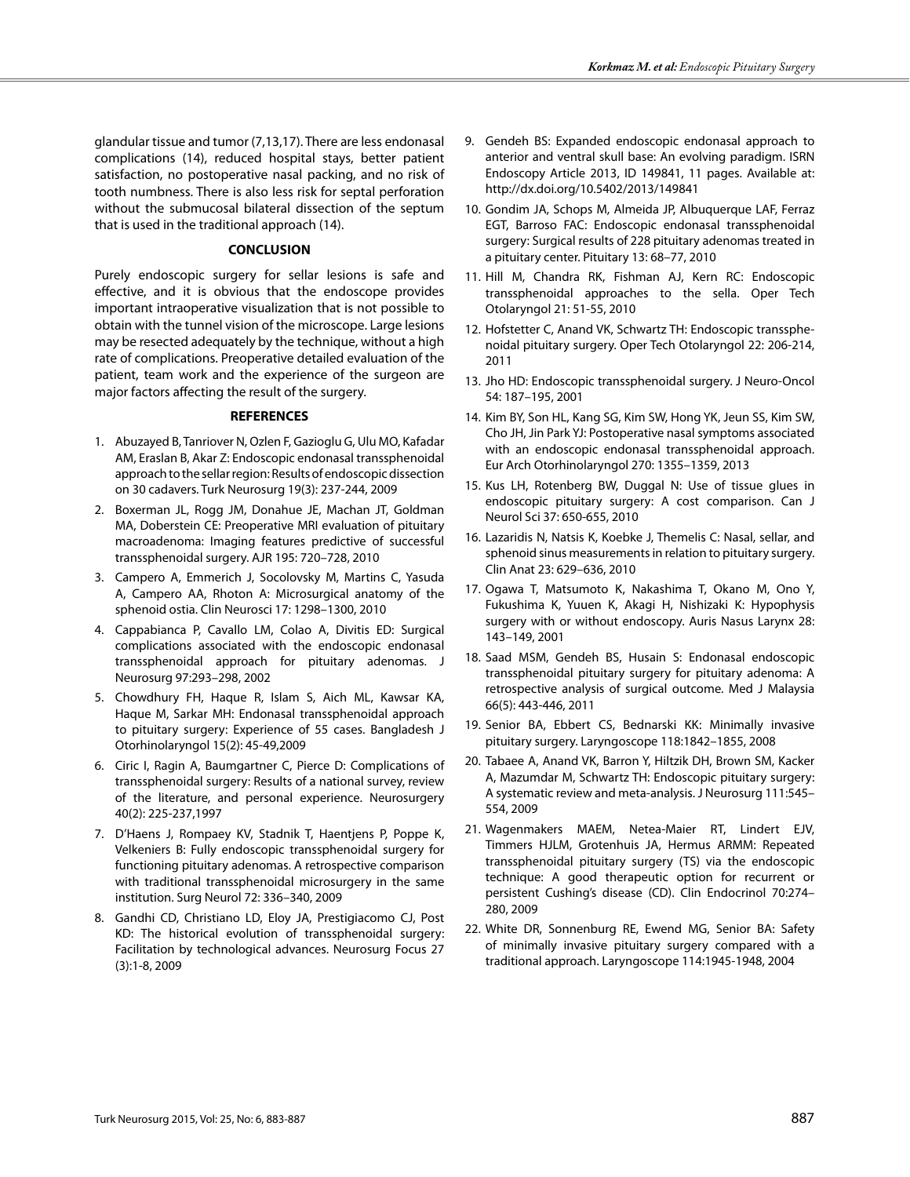glandular tissue and tumor (7,13,17). There are less endonasal complications (14), reduced hospital stays, better patient satisfaction, no postoperative nasal packing, and no risk of tooth numbness. There is also less risk for septal perforation without the submucosal bilateral dissection of the septum that is used in the traditional approach (14).

## CONCLUSION

Purely endoscopic surgery for sellar lesions is safe and effective, and it is obvious that the endoscope provides important intraoperative visualization that is not possible to obtain with the tunnel vision of the microscope. Large lesions may be resected adequately by the technique, without a high rate of complications. Preoperative detailed evaluation of the patient, team work and the experience of the surgeon are major factors affecting the result of the surgery.

## REFERENCES

1. Abuzayed B, Tanriover N, Ozlen F, Gazioglu G, Ulu MO, Kafadar AM, Eraslan B, Akar Z: Endoscopic endonasal transsphenoidal approach to the sellar region: Results of endoscopic dissection on 30 cadavers. Turk Neurosurg 19(3): 237-244, 2009
2. Boxerman JL, Rogg JM, Donahue JE, Machan JT, Goldman MA, Doberstein CE: Preoperative MRI evaluation of pituitary macroadenoma: Imaging features predictive of successful transsphenoidal surgery. AJR 195: 720–728, 2010
3. Campero A, Emmerich J, Socolovsky M, Martins C, Yasuda A, Campero AA, Rhoton A: Microsurgical anatomy of the sphenoid ostia. Clin Neurosci 17: 1298–1300, 2010
4. Cappabianca P, Cavallo LM, Colao A, Divitis ED: Surgical complications associated with the endoscopic endonasal transsphenoidal approach for pituitary adenomas. J Neurosurg 97:293–298, 2002
5. Chowdhury FH, Haque R, Islam S, Aich ML, Kawsar KA, Haque M, Sarkar MH: Endonasal transsphenoidal approach to pituitary surgery: Experience of 55 cases. Bangladesh J Otorhinolaryngol 15(2): 45-49,2009
6. Ciric I, Ragin A, Baumgartner C, Pierce D: Complications of transsphenoidal surgery: Results of a national survey, review of the literature, and personal experience. Neurosurgery 40(2): 225-237,1997
7. D'Haens J, Rompaey KV, Stadnik T, Haentjens P, Poppe K, Velkeniers B: Fully endoscopic transsphenoidal surgery for functioning pituitary adenomas. A retrospective comparison with traditional transsphenoidal microsurgery in the same institution. Surg Neurol 72: 336–340, 2009
8. Gandhi CD, Christiano LD, Eloy JA, Prestigiacomo CJ, Post KD: The historical evolution of transsphenoidal surgery: Facilitation by technological advances. Neurosurg Focus 27 (3):1-8, 2009
9. Gendeh BS: Expanded endoscopic endonasal approach to anterior and ventral skull base: An evolving paradigm. ISRN Endoscopy Article 2013, ID 149841, 11 pages. Available at: http://dx.doi.org/10.5402/2013/149841
10. Gondim JA, Schops M, Almeida JP, Albuquerque LAF, Ferraz EGT, Barroso FAC: Endoscopic endonasal transsphenoidal surgery: Surgical results of 228 pituitary adenomas treated in a pituitary center. Pituitary 13: 68–77, 2010
11. Hill M, Chandra RK, Fishman AJ, Kern RC: Endoscopic transsphenoidal approaches to the sella. Oper Tech Otolaryngol 21: 51-55, 2010
12. Hofstetter C, Anand VK, Schwartz TH: Endoscopic transsphenoidal pituitary surgery. Oper Tech Otolaryngol 22: 206-214, 2011
13. Jho HD: Endoscopic transsphenoidal surgery. J Neuro-Oncol 54: 187–195, 2001
14. Kim BY, Son HL, Kang SG, Kim SW, Hong YK, Jeun SS, Kim SW, Cho JH, Jin Park YJ: Postoperative nasal symptoms associated with an endoscopic endonasal transsphenoidal approach. Eur Arch Otorhinolaryngol 270: 1355–1359, 2013
15. Kus LH, Rotenberg BW, Duggal N: Use of tissue glues in endoscopic pituitary surgery: A cost comparison. Can J Neurol Sci 37: 650-655, 2010
16. Lazaridis N, Natsis K, Koebke J, Themelis C: Nasal, sellar, and sphenoid sinus measurements in relation to pituitary surgery. Clin Anat 23: 629–636, 2010
17. Ogawa T, Matsumoto K, Nakashima T, Okano M, Ono Y, Fukushima K, Yuuen K, Akagi H, Nishizaki K: Hypophysis surgery with or without endoscopy. Auris Nasus Larynx 28: 143–149, 2001
18. Saad MSM, Gendeh BS, Husain S: Endonasal endoscopic transsphenoidal pituitary surgery for pituitary adenoma: A retrospective analysis of surgical outcome. Med J Malaysia 66(5): 443-446, 2011
19. Senior BA, Ebbert CS, Bednarski KK: Minimally invasive pituitary surgery. Laryngoscope 118:1842–1855, 2008
20. Tabaee A, Anand VK, Barron Y, Hiltzik DH, Brown SM, Kacker A, Mazumdar M, Schwartz TH: Endoscopic pituitary surgery: A systematic review and meta-analysis. J Neurosurg 111:545–554, 2009
21. Wagenmakers MAEM, Netea-Maier RT, Lindert EJV, Timmers HJLM, Grotenhuis JA, Hermus ARMM: Repeated transsphenoidal pituitary surgery (TS) via the endoscopic technique: A good therapeutic option for recurrent or persistent Cushing's disease (CD). Clin Endocrinol 70:274–280, 2009
22. White DR, Sonnenburg RE, Ewend MG, Senior BA: Safety of minimally invasive pituitary surgery compared with a traditional approach. Laryngoscope 114:1945-1948, 2004